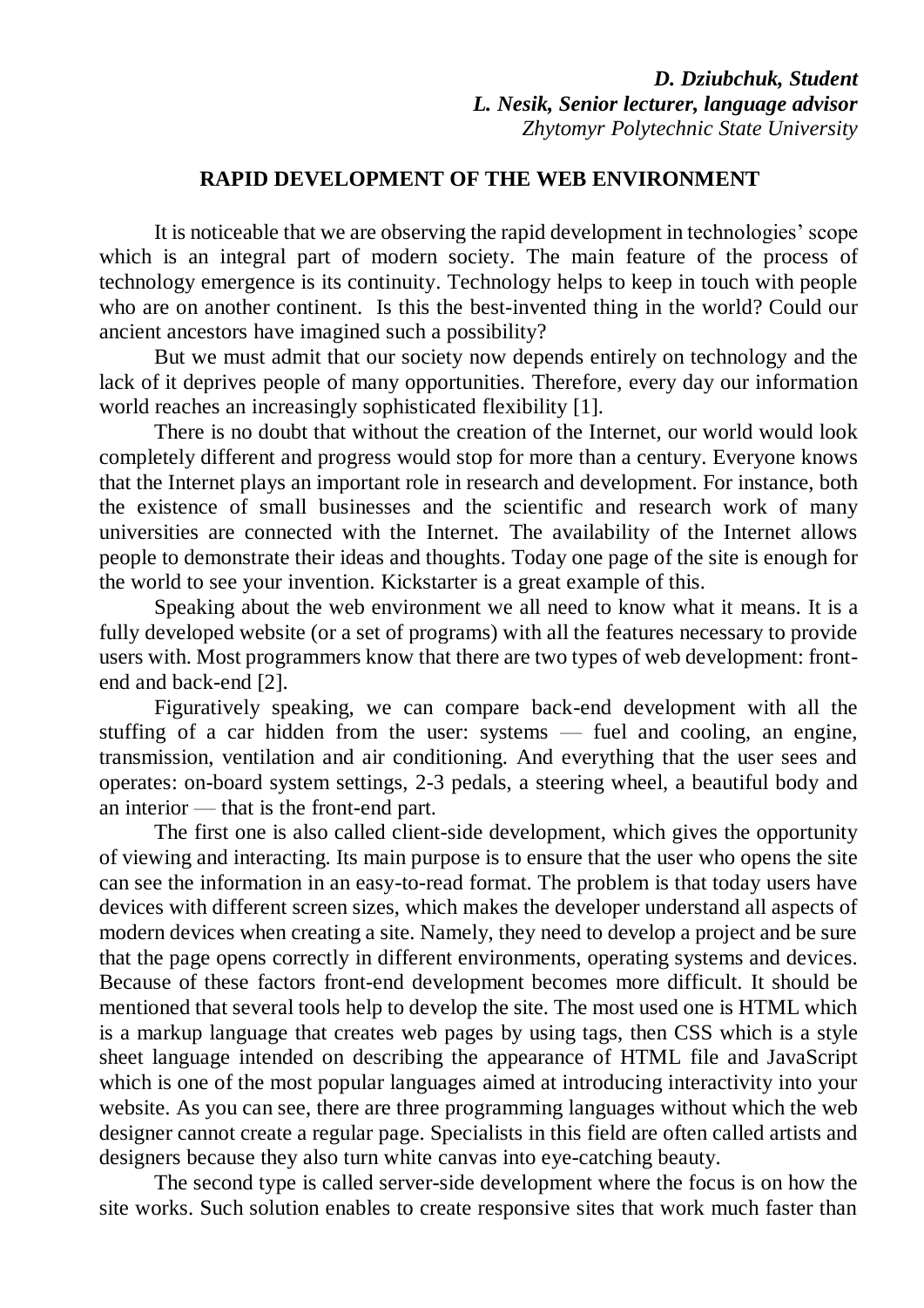***D. Dziubchuk, Student***
***L. Nesik, Senior lecturer, language advisor***
*Zhytomyr Polytechnic State University*

# RAPID DEVELOPMENT OF THE WEB ENVIRONMENT

It is noticeable that we are observing the rapid development in technologies' scope which is an integral part of modern society. The main feature of the process of technology emergence is its continuity. Technology helps to keep in touch with people who are on another continent. Is this the best-invented thing in the world? Could our ancient ancestors have imagined such a possibility?

But we must admit that our society now depends entirely on technology and the lack of it deprives people of many opportunities. Therefore, every day our information world reaches an increasingly sophisticated flexibility [1].

There is no doubt that without the creation of the Internet, our world would look completely different and progress would stop for more than a century. Everyone knows that the Internet plays an important role in research and development. For instance, both the existence of small businesses and the scientific and research work of many universities are connected with the Internet. The availability of the Internet allows people to demonstrate their ideas and thoughts. Today one page of the site is enough for the world to see your invention. Kickstarter is a great example of this.

Speaking about the web environment we all need to know what it means. It is a fully developed website (or a set of programs) with all the features necessary to provide users with. Most programmers know that there are two types of web development: front-end and back-end [2].

Figuratively speaking, we can compare back-end development with all the stuffing of a car hidden from the user: systems — fuel and cooling, an engine, transmission, ventilation and air conditioning. And everything that the user sees and operates: on-board system settings, 2-3 pedals, a steering wheel, a beautiful body and an interior — that is the front-end part.

The first one is also called client-side development, which gives the opportunity of viewing and interacting. Its main purpose is to ensure that the user who opens the site can see the information in an easy-to-read format. The problem is that today users have devices with different screen sizes, which makes the developer understand all aspects of modern devices when creating a site. Namely, they need to develop a project and be sure that the page opens correctly in different environments, operating systems and devices. Because of these factors front-end development becomes more difficult. It should be mentioned that several tools help to develop the site. The most used one is HTML which is a markup language that creates web pages by using tags, then CSS which is a style sheet language intended on describing the appearance of HTML file and JavaScript which is one of the most popular languages aimed at introducing interactivity into your website. As you can see, there are three programming languages without which the web designer cannot create a regular page. Specialists in this field are often called artists and designers because they also turn white canvas into eye-catching beauty.

The second type is called server-side development where the focus is on how the site works. Such solution enables to create responsive sites that work much faster than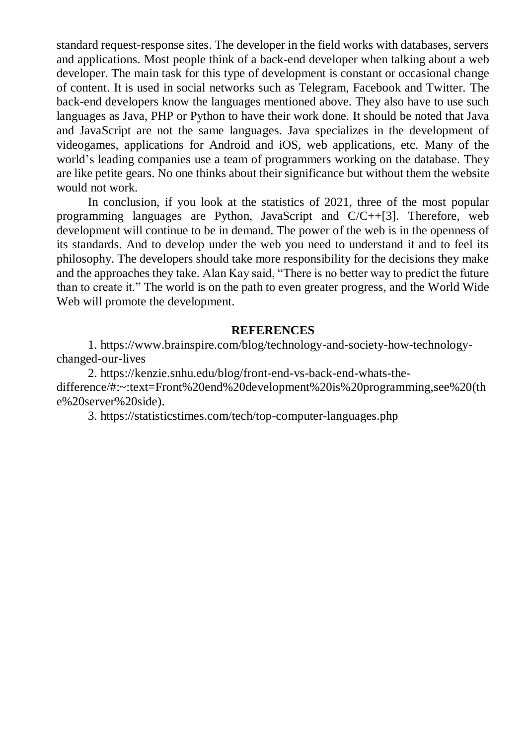standard request-response sites. The developer in the field works with databases, servers and applications. Most people think of a back-end developer when talking about a web developer. The main task for this type of development is constant or occasional change of content. It is used in social networks such as Telegram, Facebook and Twitter. The back-end developers know the languages mentioned above. They also have to use such languages as Java, PHP or Python to have their work done. It should be noted that Java and JavaScript are not the same languages. Java specializes in the development of videogames, applications for Android and iOS, web applications, etc. Many of the world's leading companies use a team of programmers working on the database. They are like petite gears. No one thinks about their significance but without them the website would not work.

In conclusion, if you look at the statistics of 2021, three of the most popular programming languages are Python, JavaScript and C/C++[3]. Therefore, web development will continue to be in demand. The power of the web is in the openness of its standards. And to develop under the web you need to understand it and to feel its philosophy. The developers should take more responsibility for the decisions they make and the approaches they take. Alan Kay said, "There is no better way to predict the future than to create it." The world is on the path to even greater progress, and the World Wide Web will promote the development.

## REFERENCES

1. https://www.brainspire.com/blog/technology-and-society-how-technology-changed-our-lives
2. https://kenzie.snhu.edu/blog/front-end-vs-back-end-whats-the-difference/#:~:text=Front%20end%20development%20is%20programming,see%20(the%20server%20side).
3. https://statisticstimes.com/tech/top-computer-languages.php